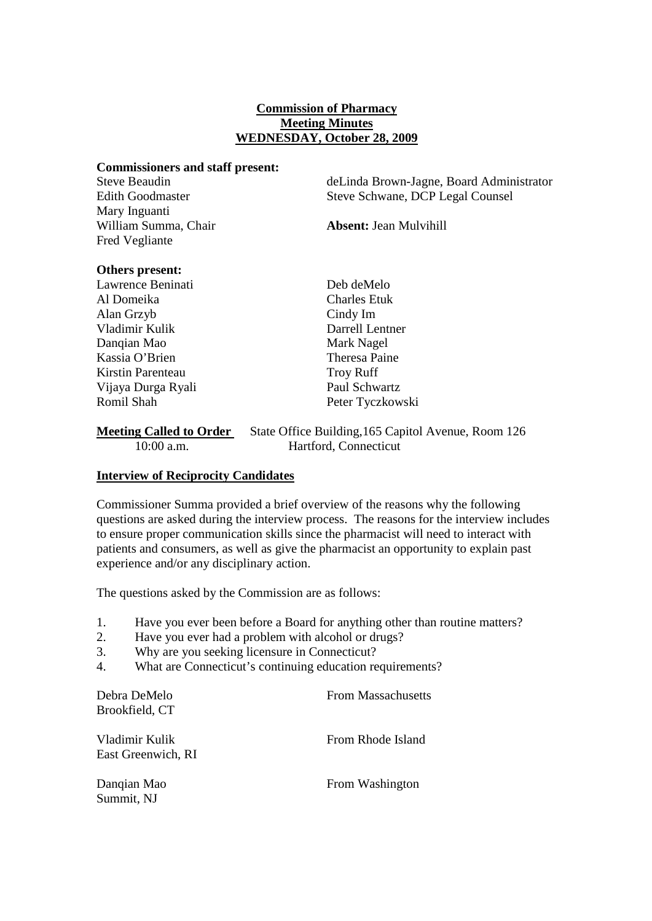**Commission of Pharmacy**
**Meeting Minutes**
**WEDNESDAY, October 28, 2009**

**Commissioners and staff present:**

Steve Beaudin
Edith Goodmaster
Mary Inguanti
William Summa, Chair
Fred Vegliante

deLinda Brown-Jagne, Board Administrator
Steve Schwane, DCP Legal Counsel

**Absent:** Jean Mulvihill

**Others present:**

| | |
|---|---|
| Lawrence Beninati | Deb deMelo |
| Al Domeika | Charles Etuk |
| Alan Grzyb | Cindy Im |
| Vladimir Kulik | Darrell Lentner |
| Danqian Mao | Mark Nagel |
| Kassia O'Brien | Theresa Paine |
| Kirstin Parenteau | Troy Ruff |
| Vijaya Durga Ryali | Paul Schwartz |
| Romil Shah | Peter Tyczkowski |

**Meeting Called to Order** State Office Building, 165 Capitol Avenue, Room 126
10:00 a.m. Hartford, Connecticut

**Interview of Reciprocity Candidates**

Commissioner Summa provided a brief overview of the reasons why the following questions are asked during the interview process. The reasons for the interview includes to ensure proper communication skills since the pharmacist will need to interact with patients and consumers, as well as give the pharmacist an opportunity to explain past experience and/or any disciplinary action.

The questions asked by the Commission are as follows:

1. Have you ever been before a Board for anything other than routine matters?
2. Have you ever had a problem with alcohol or drugs?
3. Why are you seeking licensure in Connecticut?
4. What are Connecticut's continuing education requirements?

| | |
|---|---|
| Debra DeMelo<br>Brookfield, CT | From Massachusetts |
| Vladimir Kulik<br>East Greenwich, RI | From Rhode Island |
| Danqian Mao<br>Summit, NJ | From Washington |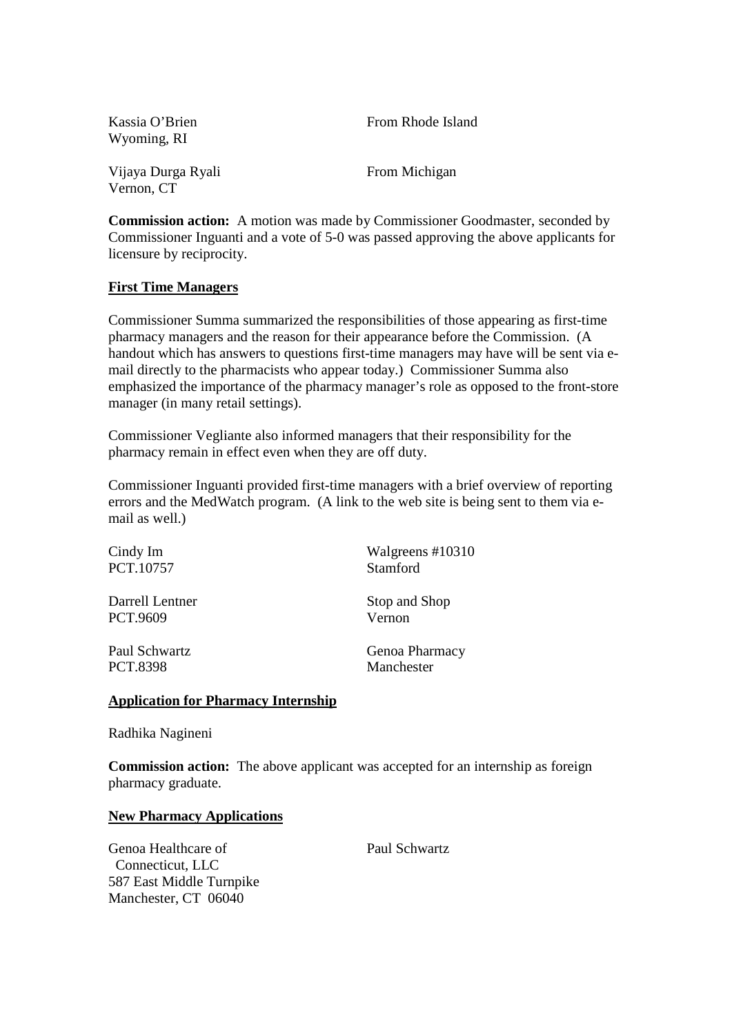| | |
|---|---|
| Kassia O'Brien<br>Wyoming, RI | From Rhode Island |
| Vijaya Durga Ryali<br>Vernon, CT | From Michigan |

**Commission action:** A motion was made by Commissioner Goodmaster, seconded by Commissioner Inguanti and a vote of 5-0 was passed approving the above applicants for licensure by reciprocity.

**First Time Managers**

Commissioner Summa summarized the responsibilities of those appearing as first-time pharmacy managers and the reason for their appearance before the Commission. (A handout which has answers to questions first-time managers may have will be sent via e-mail directly to the pharmacists who appear today.) Commissioner Summa also emphasized the importance of the pharmacy manager's role as opposed to the front-store manager (in many retail settings).

Commissioner Vegliante also informed managers that their responsibility for the pharmacy remain in effect even when they are off duty.

Commissioner Inguanti provided first-time managers with a brief overview of reporting errors and the MedWatch program. (A link to the web site is being sent to them via e-mail as well.)

| | |
|---|---|
| Cindy Im<br>PCT.10757 | Walgreens #10310<br>Stamford |
| Darrell Lentner<br>PCT.9609 | Stop and Shop<br>Vernon |
| Paul Schwartz<br>PCT.8398 | Genoa Pharmacy<br>Manchester |

**Application for Pharmacy Internship**

Radhika Nagineni

**Commission action:** The above applicant was accepted for an internship as foreign pharmacy graduate.

**New Pharmacy Applications**

| | |
|---|---|
| Genoa Healthcare of<br>Connecticut, LLC<br>587 East Middle Turnpike<br>Manchester, CT 06040 | Paul Schwartz |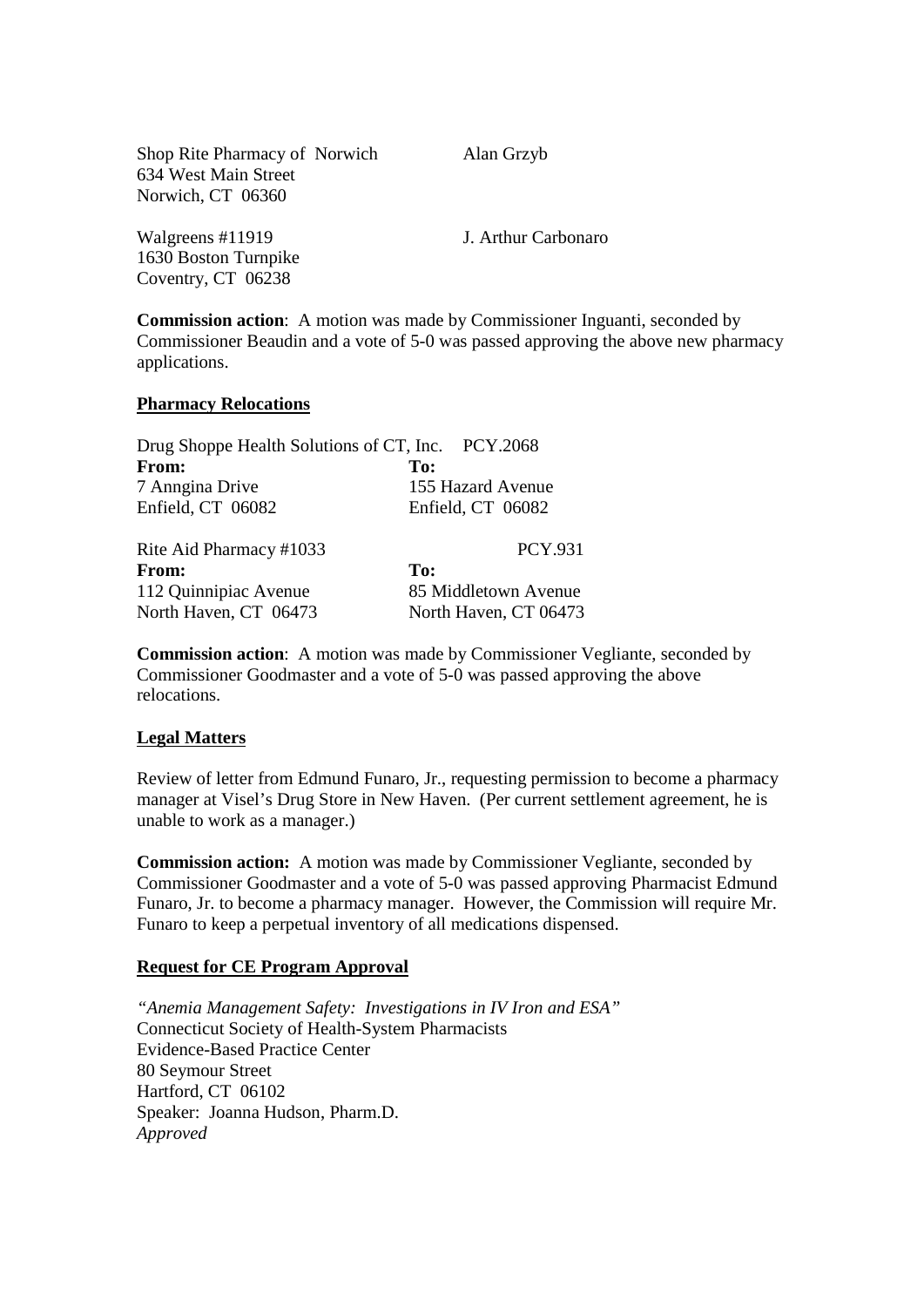Shop Rite Pharmacy of Norwich
634 West Main Street
Norwich, CT 06360

Alan Grzyb

Walgreens #11919
1630 Boston Turnpike
Coventry, CT 06238

J. Arthur Carbonaro

**Commission action**: A motion was made by Commissioner Inguanti, seconded by Commissioner Beaudin and a vote of 5-0 was passed approving the above new pharmacy applications.

## Pharmacy Relocations

Drug Shoppe Health Solutions of CT, Inc. PCY.2068

| **From:** | **To:** |
|---|---|
| 7 Anngina Drive | 155 Hazard Avenue |
| Enfield, CT 06082 | Enfield, CT 06082 |

Rite Aid Pharmacy #1033 PCY.931

| **From:** | **To:** |
|---|---|
| 112 Quinnipiac Avenue | 85 Middletown Avenue |
| North Haven, CT 06473 | North Haven, CT 06473 |

**Commission action**: A motion was made by Commissioner Vegliante, seconded by Commissioner Goodmaster and a vote of 5-0 was passed approving the above relocations.

## Legal Matters

Review of letter from Edmund Funaro, Jr., requesting permission to become a pharmacy manager at Visel's Drug Store in New Haven. (Per current settlement agreement, he is unable to work as a manager.)

**Commission action:** A motion was made by Commissioner Vegliante, seconded by Commissioner Goodmaster and a vote of 5-0 was passed approving Pharmacist Edmund Funaro, Jr. to become a pharmacy manager. However, the Commission will require Mr. Funaro to keep a perpetual inventory of all medications dispensed.

## Request for CE Program Approval

*"Anemia Management Safety: Investigations in IV Iron and ESA"*
Connecticut Society of Health-System Pharmacists
Evidence-Based Practice Center
80 Seymour Street
Hartford, CT 06102
Speaker: Joanna Hudson, Pharm.D.
*Approved*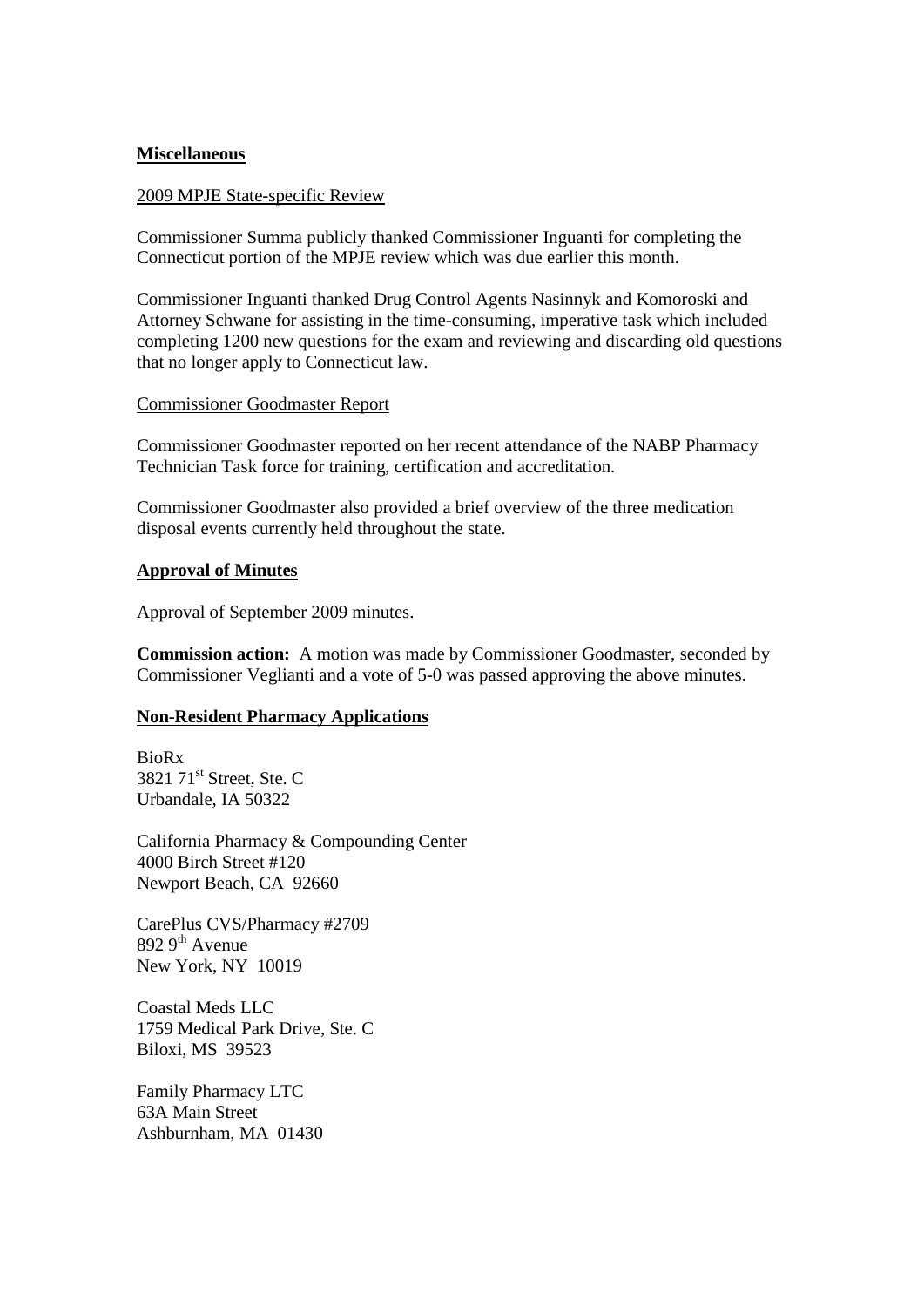**Miscellaneous**

2009 MPJE State-specific Review

Commissioner Summa publicly thanked Commissioner Inguanti for completing the Connecticut portion of the MPJE review which was due earlier this month.

Commissioner Inguanti thanked Drug Control Agents Nasinnyk and Komoroski and Attorney Schwane for assisting in the time-consuming, imperative task which included completing 1200 new questions for the exam and reviewing and discarding old questions that no longer apply to Connecticut law.

Commissioner Goodmaster Report

Commissioner Goodmaster reported on her recent attendance of the NABP Pharmacy Technician Task force for training, certification and accreditation.

Commissioner Goodmaster also provided a brief overview of the three medication disposal events currently held throughout the state.

**Approval of Minutes**

Approval of September 2009 minutes.

**Commission action:** A motion was made by Commissioner Goodmaster, seconded by Commissioner Veglianti and a vote of 5-0 was passed approving the above minutes.

**Non-Resident Pharmacy Applications**

BioRx
3821 71st Street, Ste. C
Urbandale, IA 50322

California Pharmacy & Compounding Center
4000 Birch Street #120
Newport Beach, CA 92660

CarePlus CVS/Pharmacy #2709
892 9th Avenue
New York, NY 10019

Coastal Meds LLC
1759 Medical Park Drive, Ste. C
Biloxi, MS 39523

Family Pharmacy LTC
63A Main Street
Ashburnham, MA 01430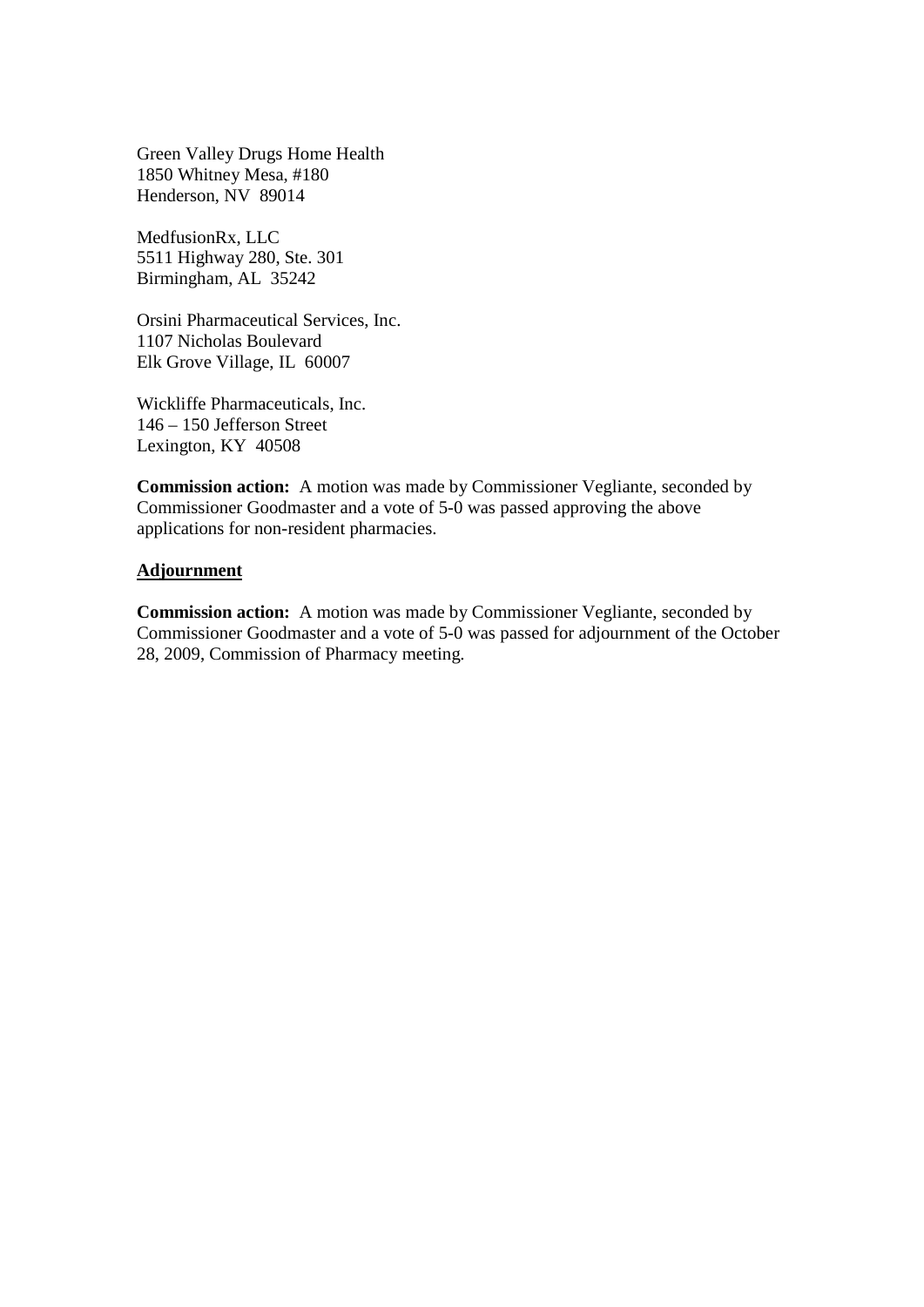Green Valley Drugs Home Health
1850 Whitney Mesa, #180
Henderson, NV 89014

MedfusionRx, LLC
5511 Highway 280, Ste. 301
Birmingham, AL 35242

Orsini Pharmaceutical Services, Inc.
1107 Nicholas Boulevard
Elk Grove Village, IL 60007

Wickliffe Pharmaceuticals, Inc.
146 – 150 Jefferson Street
Lexington, KY 40508

**Commission action:** A motion was made by Commissioner Vegliante, seconded by Commissioner Goodmaster and a vote of 5-0 was passed approving the above applications for non-resident pharmacies.

## Adjournment

**Commission action:** A motion was made by Commissioner Vegliante, seconded by Commissioner Goodmaster and a vote of 5-0 was passed for adjournment of the October 28, 2009, Commission of Pharmacy meeting.